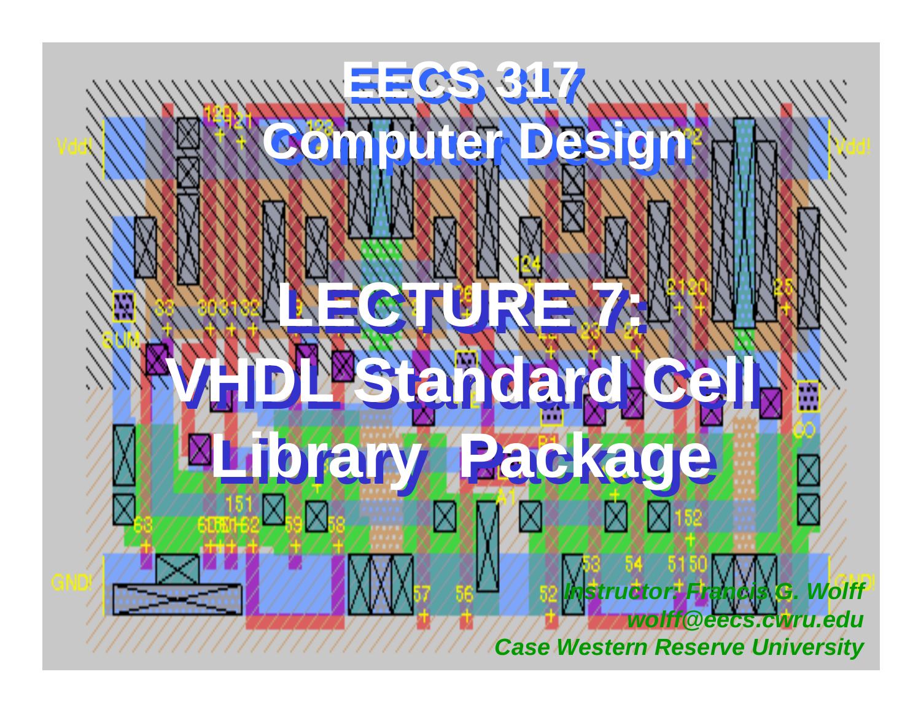# EECS 317
# Computer Design

# LECTURE 7:
# VHDL Standard Cell Library Package

*Instructor: Francis G. Wolff*
*wolff@eecs.cwru.edu*
*Case Western Reserve University*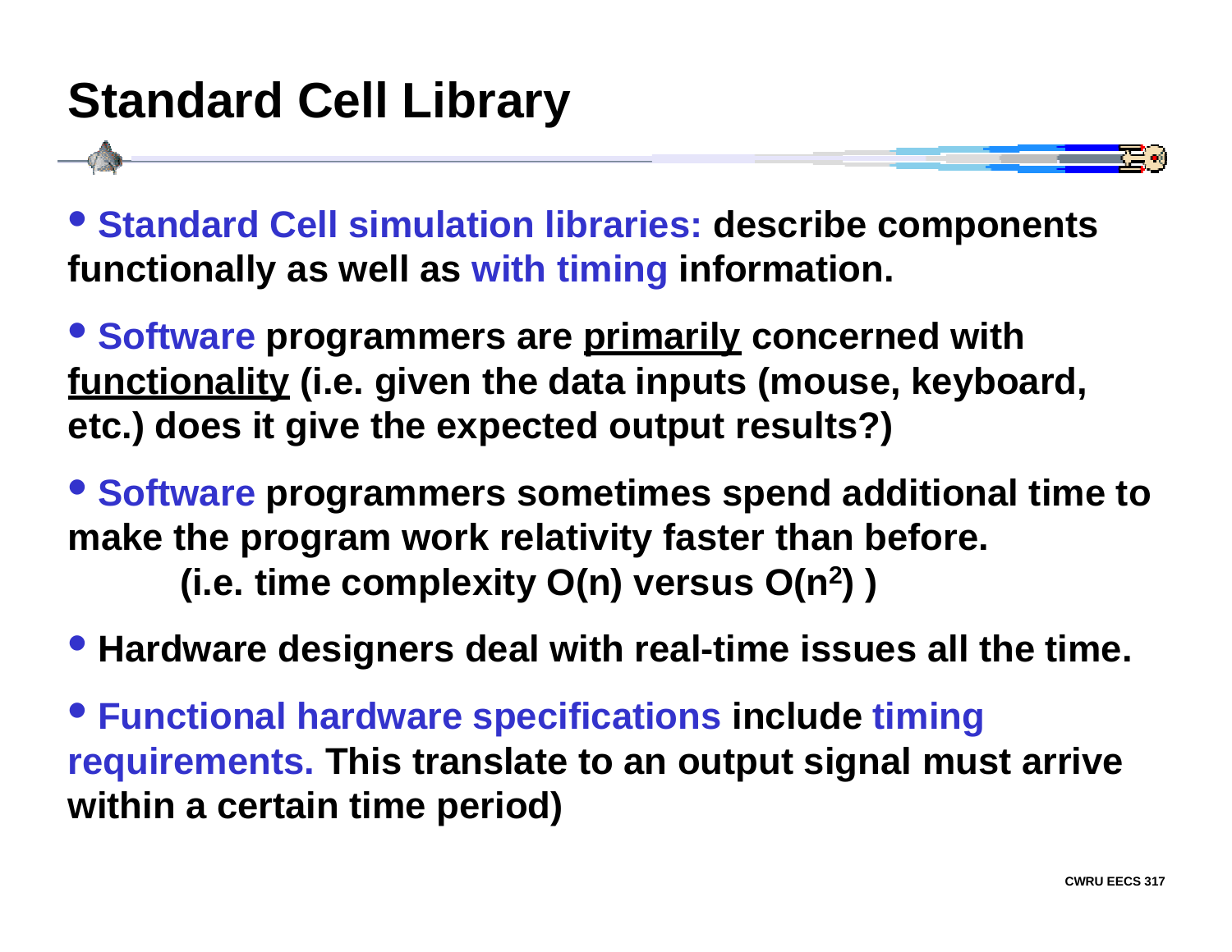# Standard Cell Library

- **Standard Cell simulation libraries: describe components functionally as well as with timing information.**

- **Software programmers are <u>primarily</u> concerned with <u>functionality</u> (i.e. given the data inputs (mouse, keyboard, etc.) does it give the expected output results?)**

- **Software programmers sometimes spend additional time to make the program work relativity faster than before.**
  **(i.e. time complexity O(n) versus O($n^2$) )**

- **Hardware designers deal with real-time issues all the time.**

- **Functional hardware specifications include timing requirements. This translate to an output signal must arrive within a certain time period)**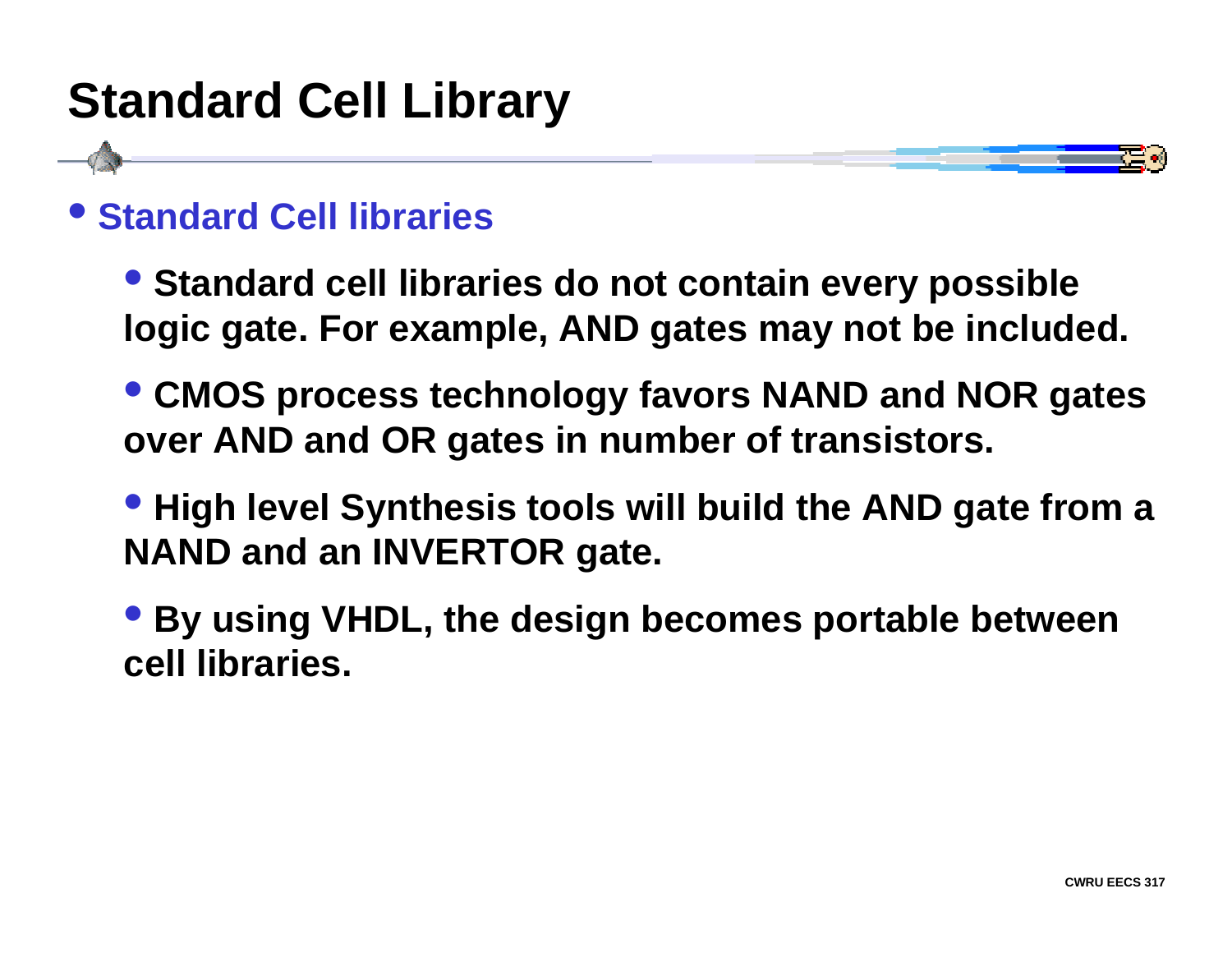# Standard Cell Library

- **Standard Cell libraries**
  - **Standard cell libraries do not contain every possible logic gate. For example, AND gates may not be included.**
  - **CMOS process technology favors NAND and NOR gates over AND and OR gates in number of transistors.**
  - **High level Synthesis tools will build the AND gate from a NAND and an INVERTOR gate.**
  - **By using VHDL, the design becomes portable between cell libraries.**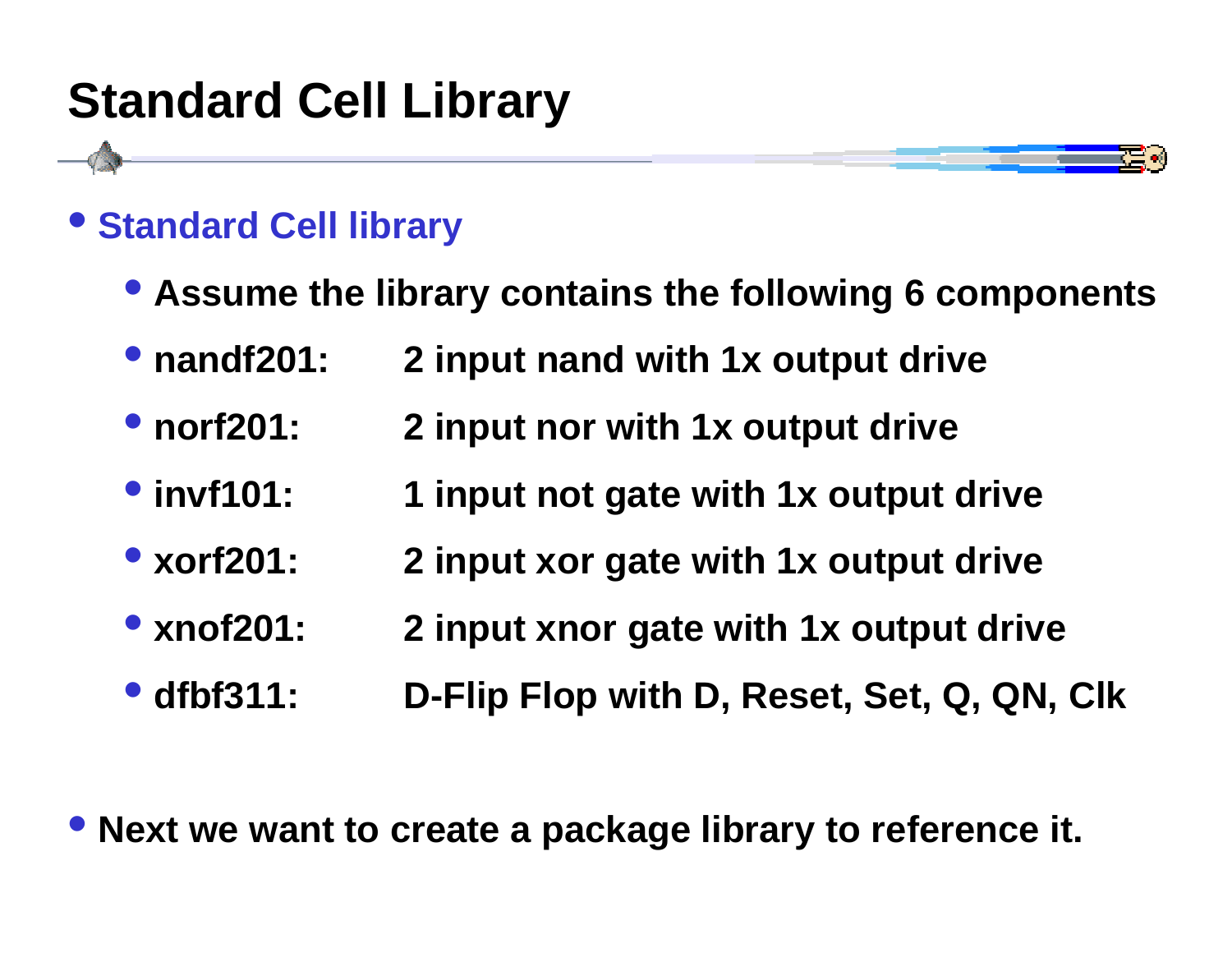# Standard Cell Library

- **Standard Cell library**
  - **Assume the library contains the following 6 components**
  - **nandf201: 2 input nand with 1x output drive**
  - **norf201: 2 input nor with 1x output drive**
  - **invf101: 1 input not gate with 1x output drive**
  - **xorf201: 2 input xor gate with 1x output drive**
  - **xnof201: 2 input xnor gate with 1x output drive**
  - **dfbf311: D-Flip Flop with D, Reset, Set, Q, QN, Clk**

- **Next we want to create a package library to reference it.**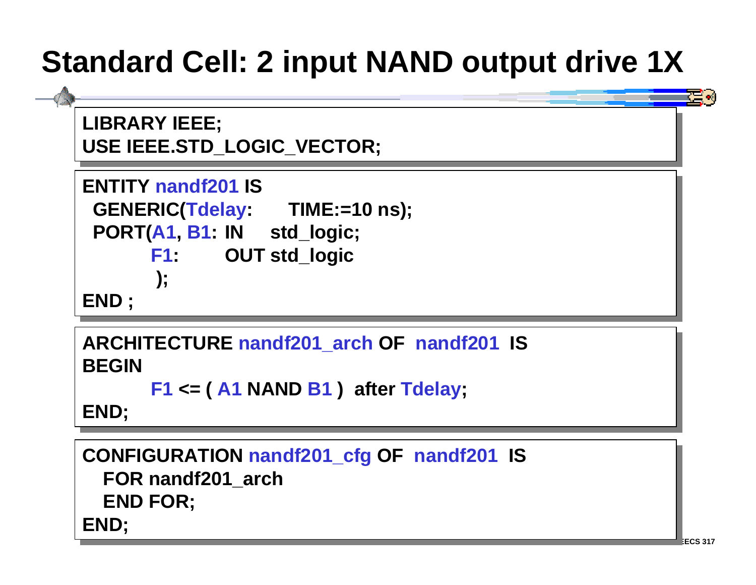# Standard Cell: 2 input NAND output drive 1X

```
LIBRARY IEEE;
USE IEEE.STD_LOGIC_VECTOR;
```

```
ENTITY nandf201 IS
  GENERIC(Tdelay:      TIME:=10 ns);
  PORT(A1, B1: IN    std_logic;
       F1:      OUT std_logic
       );
END ;
```

```
ARCHITECTURE nandf201_arch OF  nandf201  IS
BEGIN
       F1 <= ( A1 NAND B1 )  after Tdelay;
END;
```

```
CONFIGURATION nandf201_cfg OF  nandf201  IS
  FOR nandf201_arch
  END FOR;
END;
```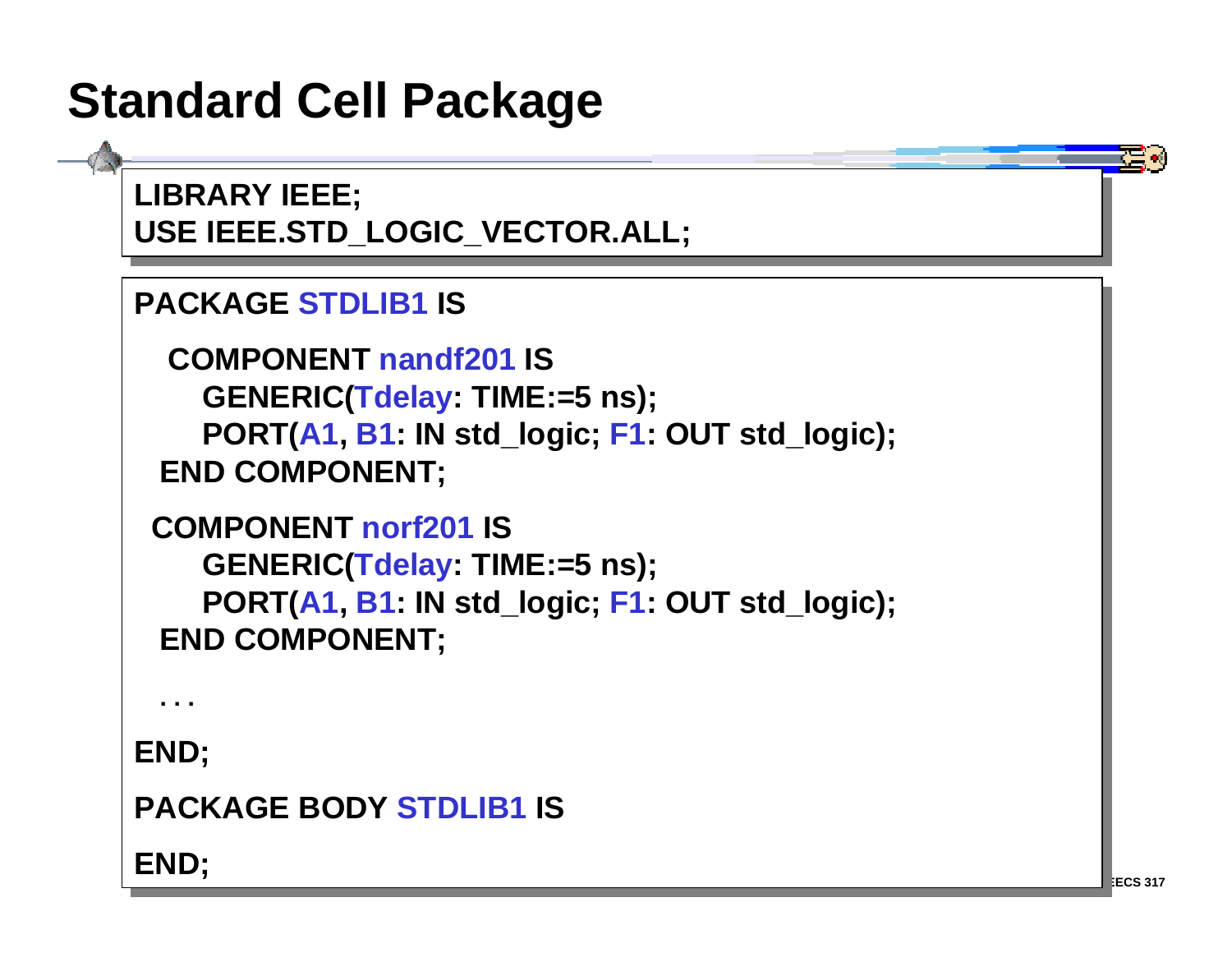# Standard Cell Package

```
LIBRARY IEEE;
USE IEEE.STD_LOGIC_VECTOR.ALL;
```

```
PACKAGE STDLIB1 IS

   COMPONENT nandf201 IS
      GENERIC(Tdelay: TIME:=5 ns);
      PORT(A1, B1: IN std_logic; F1: OUT std_logic);
  END COMPONENT;

  COMPONENT norf201 IS
      GENERIC(Tdelay: TIME:=5 ns);
      PORT(A1, B1: IN std_logic; F1: OUT std_logic);
  END COMPONENT;

  . . .

END;

PACKAGE BODY STDLIB1 IS

END;
```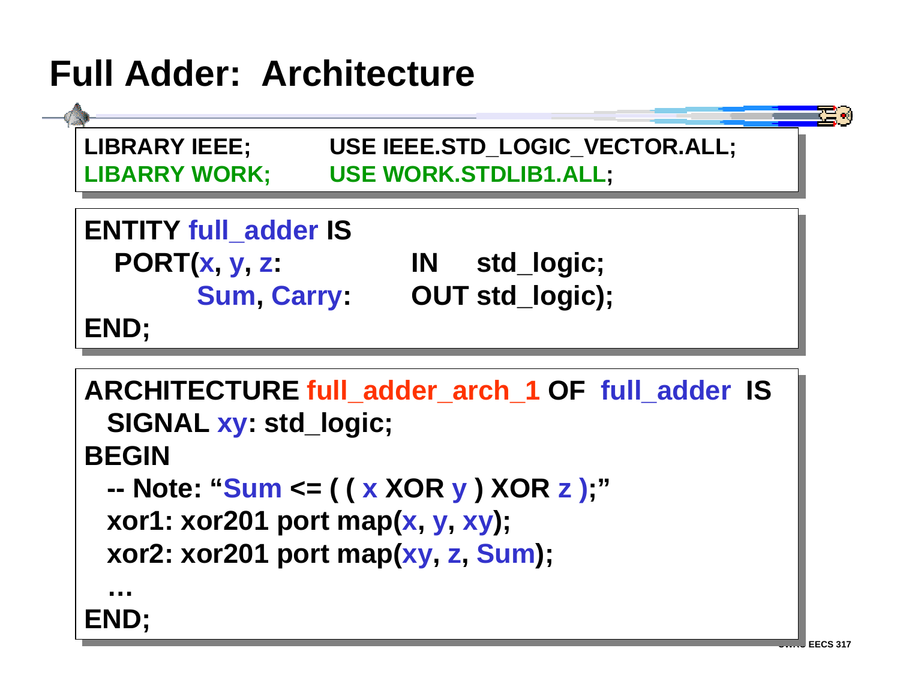# Full Adder: Architecture

```
LIBRARY IEEE;          USE IEEE.STD_LOGIC_VECTOR.ALL;
LIBARRY WORK;          USE WORK.STDLIB1.ALL;
```

```
ENTITY full_adder IS
   PORT(x, y, z:              IN    std_logic;
          Sum, Carry:         OUT std_logic);
END;
```

```
ARCHITECTURE full_adder_arch_1 OF  full_adder  IS
  SIGNAL xy: std_logic;
BEGIN
  -- Note: "Sum <= ( ( x XOR y ) XOR z );"
  xor1: xor201 port map(x, y, xy);
  xor2: xor201 port map(xy, z, Sum);
  …
END;
```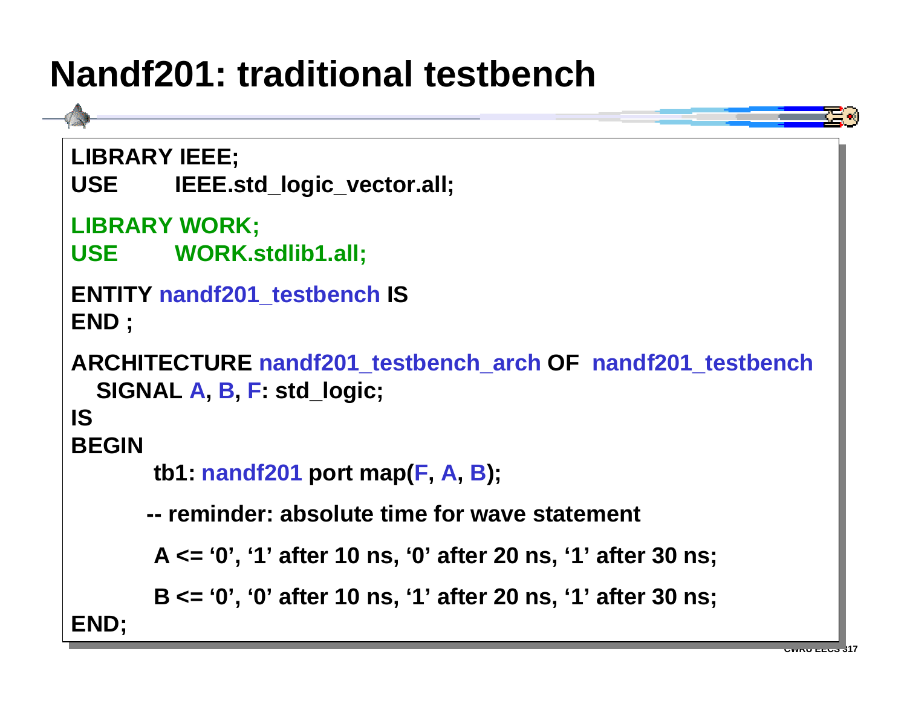# Nandf201: traditional testbench

```
LIBRARY IEEE;
USE       IEEE.std_logic_vector.all;

LIBRARY WORK;
USE       WORK.stdlib1.all;

ENTITY nandf201_testbench IS
END ;

ARCHITECTURE nandf201_testbench_arch OF  nandf201_testbench
   SIGNAL A, B, F: std_logic;
IS
BEGIN
         tb1: nandf201 port map(F, A, B);

        -- reminder: absolute time for wave statement

         A <= ‘0’, ‘1’ after 10 ns, ‘0’ after 20 ns, ‘1’ after 30 ns;

         B <= ‘0’, ‘0’ after 10 ns, ‘1’ after 20 ns, ‘1’ after 30 ns;
END;
```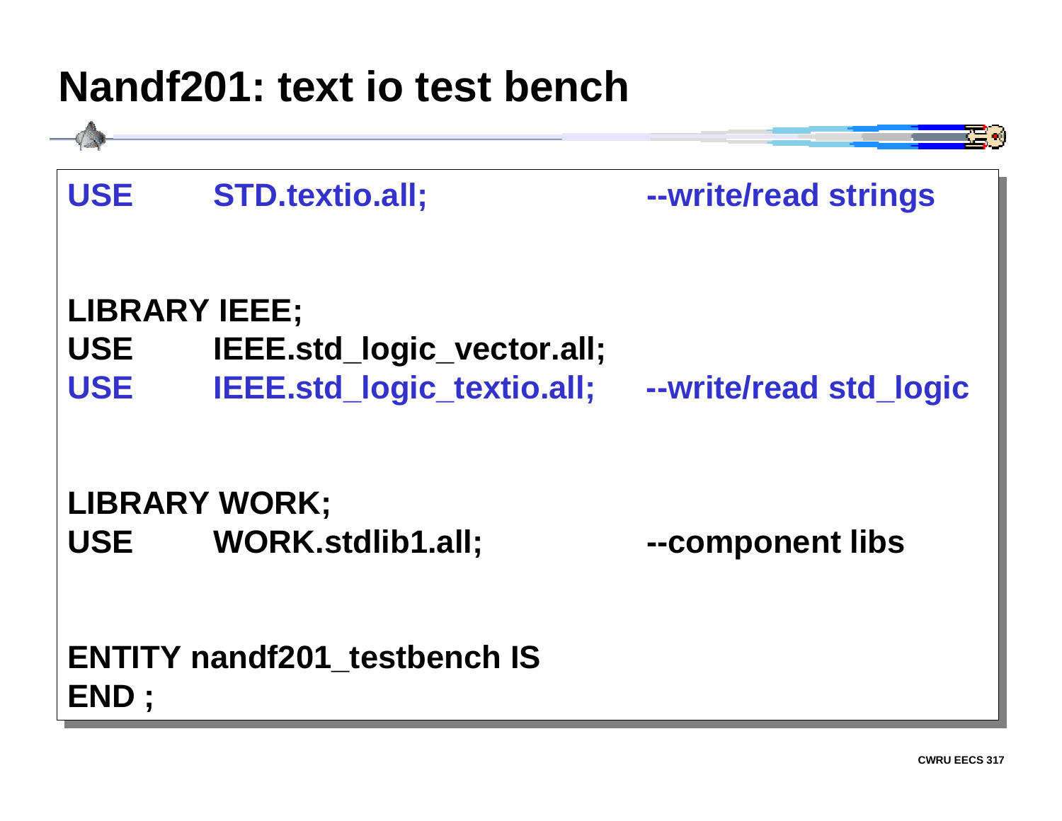# Nandf201: text io test bench

```
USE      STD.textio.all;             --write/read strings

LIBRARY IEEE;
USE      IEEE.std_logic_vector.all;
USE      IEEE.std_logic_textio.all;   --write/read std_logic

LIBRARY WORK;
USE      WORK.stdlib1.all;            --component libs

ENTITY nandf201_testbench IS
END ;
```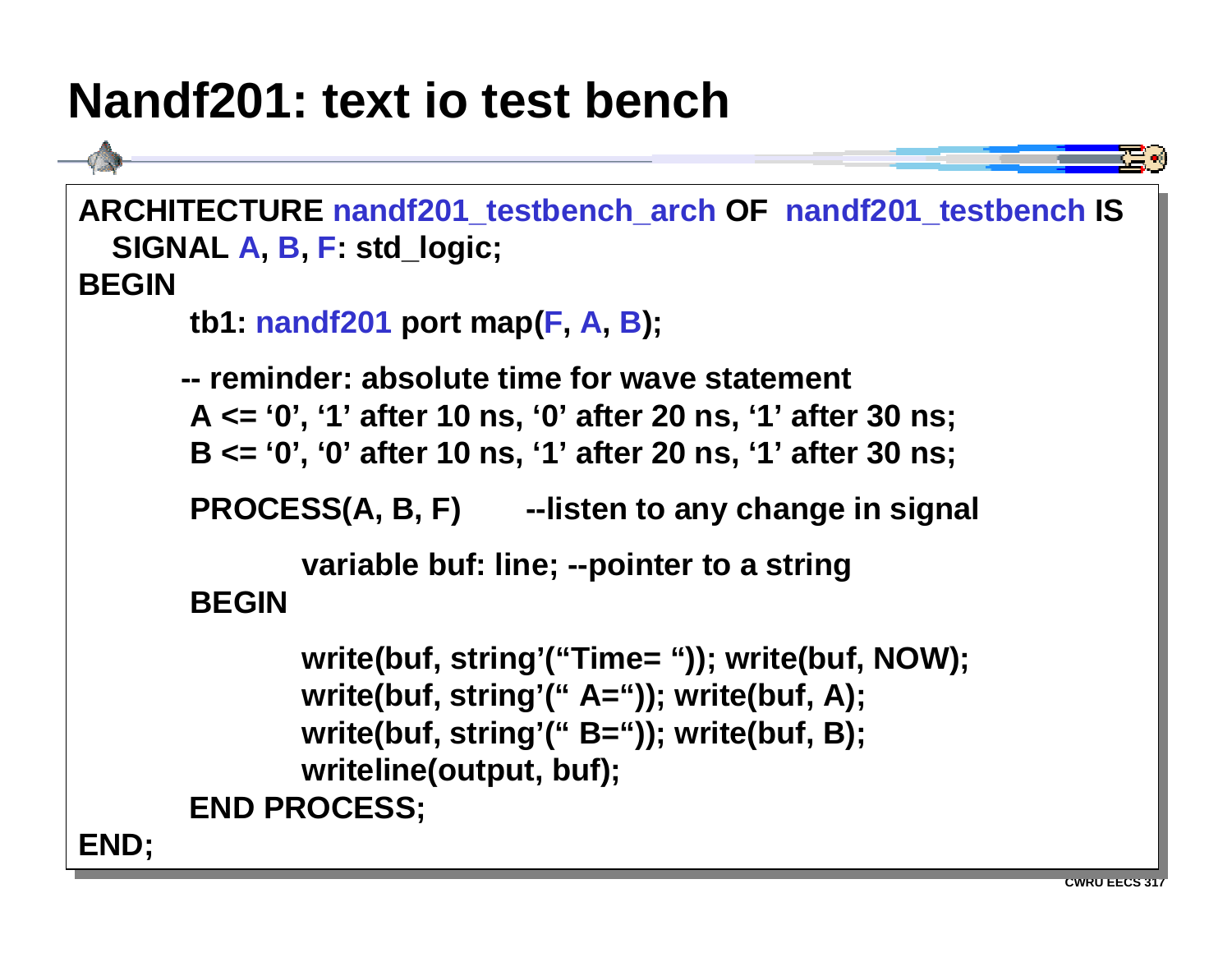# Nandf201: text io test bench

```
ARCHITECTURE nandf201_testbench_arch OF  nandf201_testbench IS
  SIGNAL A, B, F: std_logic;
BEGIN
        tb1: nandf201 port map(F, A, B);

       -- reminder: absolute time for wave statement
        A <= ‘0’, ‘1’ after 10 ns, ‘0’ after 20 ns, ‘1’ after 30 ns;
        B <= ‘0’, ‘0’ after 10 ns, ‘1’ after 20 ns, ‘1’ after 30 ns;

        PROCESS(A, B, F)        --listen to any change in signal

                variable buf: line; --pointer to a string
        BEGIN

                write(buf, string’(“Time= “)); write(buf, NOW);
                write(buf, string’(“ A=“)); write(buf, A);
                write(buf, string’(“ B=“)); write(buf, B);
                writeline(output, buf);
        END PROCESS;
END;
```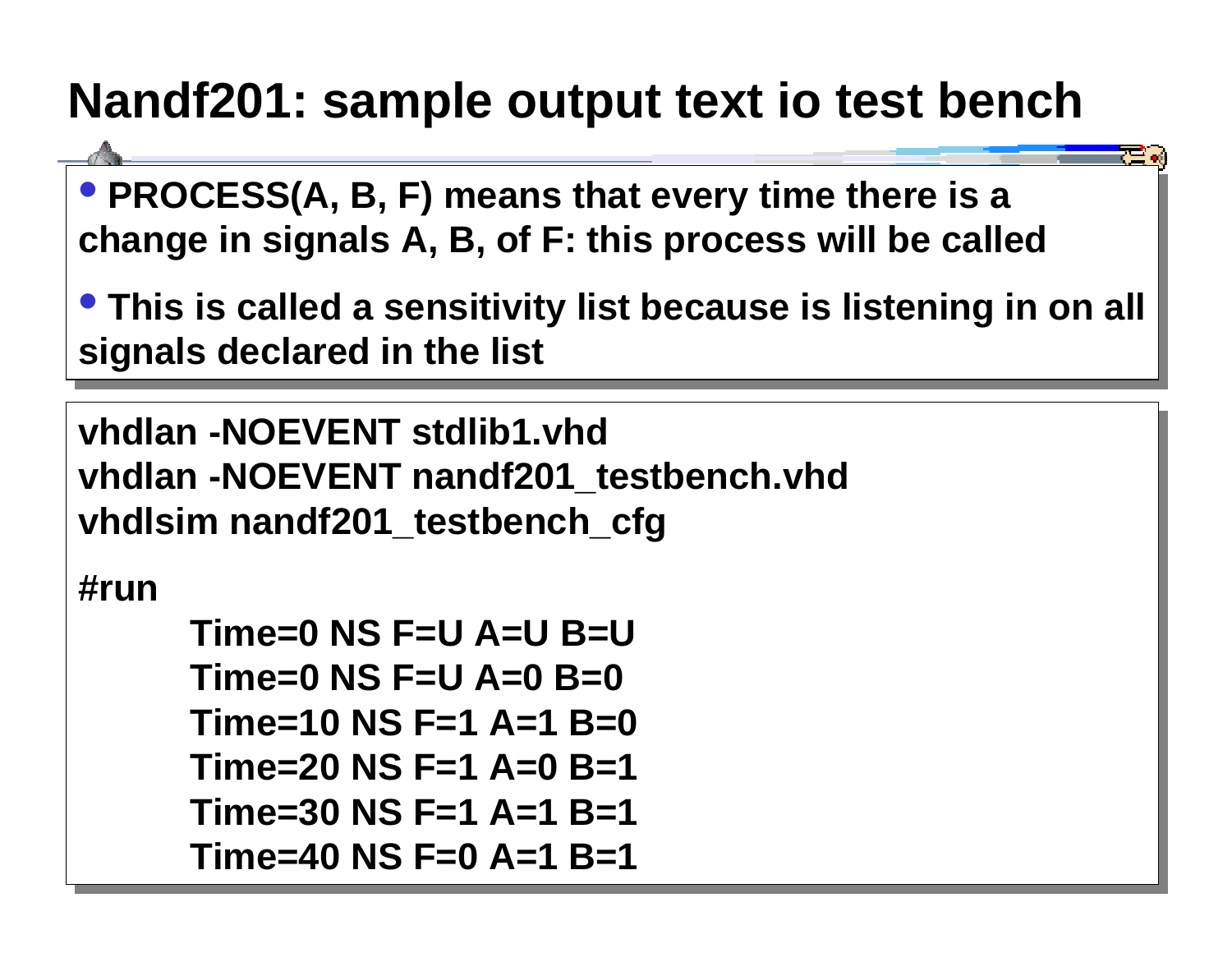# Nandf201: sample output text io test bench

- **PROCESS(A, B, F) means that every time there is a change in signals A, B, of F: this process will be called**
- **This is called a sensitivity list because is listening in on all signals declared in the list**

```
vhdlan -NOEVENT stdlib1.vhd
vhdlan -NOEVENT nandf201_testbench.vhd
vhdlsim nandf201_testbench_cfg

#run
        Time=0 NS F=U A=U B=U
        Time=0 NS F=U A=0 B=0
        Time=10 NS F=1 A=1 B=0
        Time=20 NS F=1 A=0 B=1
        Time=30 NS F=1 A=1 B=1
        Time=40 NS F=0 A=1 B=1
```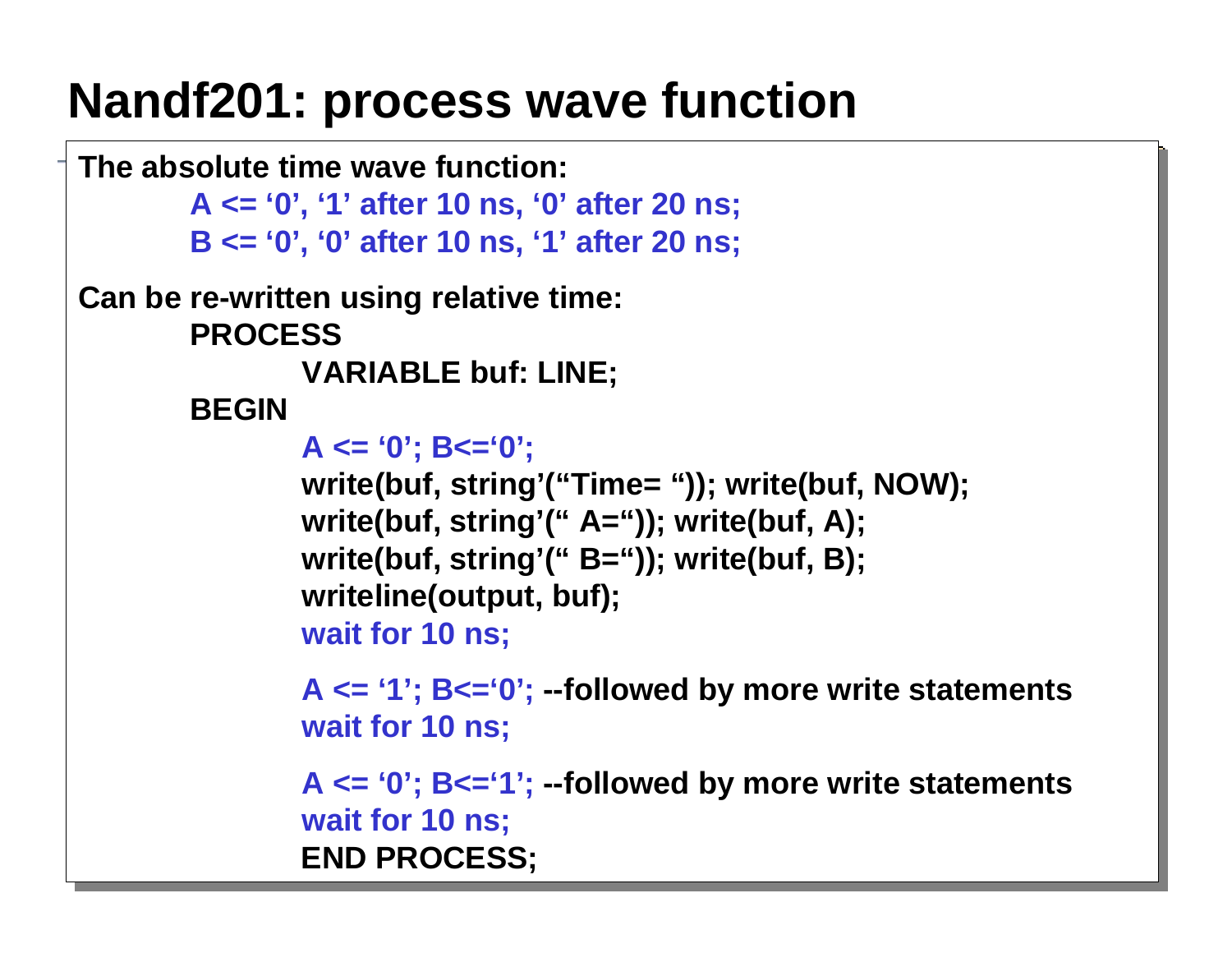# Nandf201: process wave function

**The absolute time wave function:**

```
A <= '0', '1' after 10 ns, '0' after 20 ns;
B <= '0', '0' after 10 ns, '1' after 20 ns;
```

**Can be re-written using relative time:**

```
PROCESS
        VARIABLE buf: LINE;
BEGIN
        A <= '0'; B<='0';
        write(buf, string'("Time= ")); write(buf, NOW);
        write(buf, string'(" A=")); write(buf, A);
        write(buf, string'(" B=")); write(buf, B);
        writeline(output, buf);
        wait for 10 ns;

        A <= '1'; B<='0'; --followed by more write statements
        wait for 10 ns;

        A <= '0'; B<='1'; --followed by more write statements
        wait for 10 ns;
        END PROCESS;
```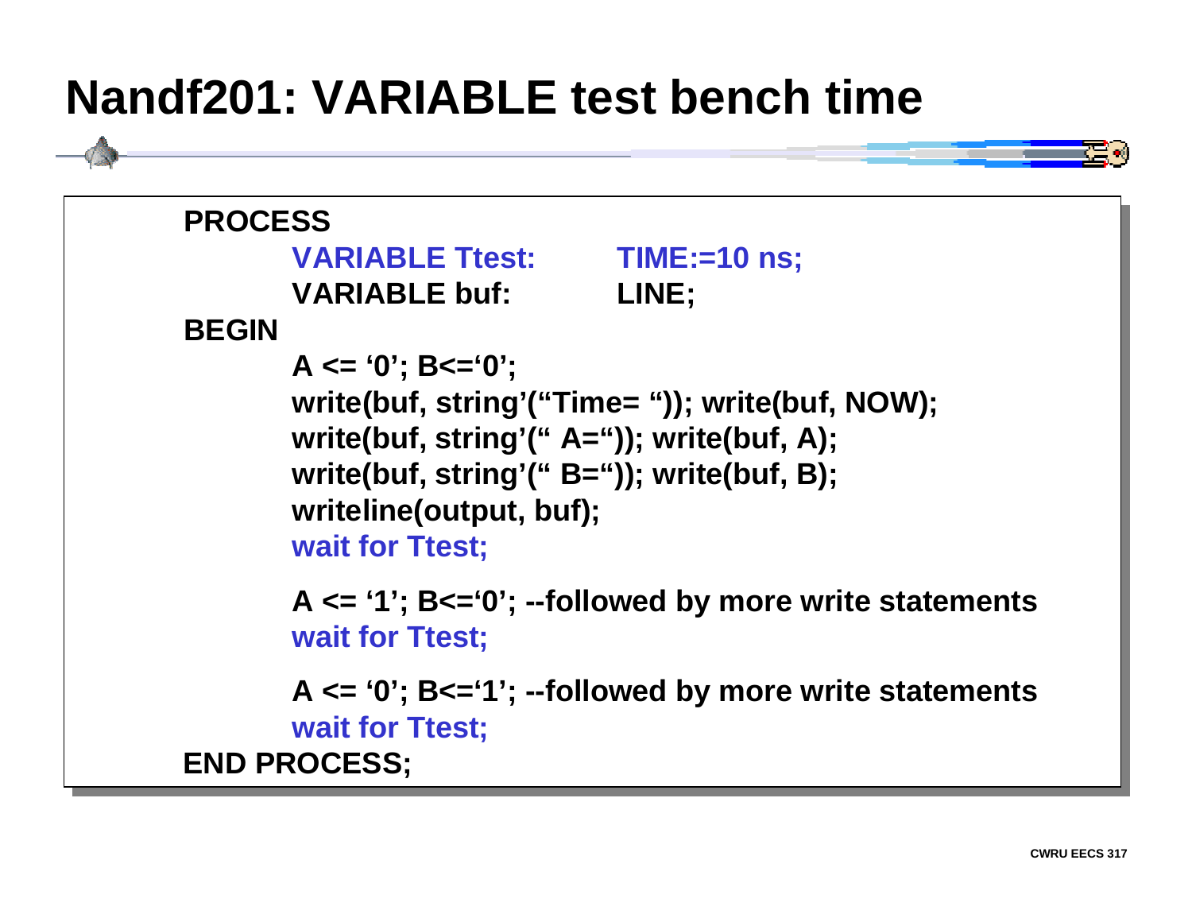# Nandf201: VARIABLE test bench time

```
PROCESS
        VARIABLE Ttest:         TIME:=10 ns;
        VARIABLE buf:           LINE;
BEGIN
        A <= '0'; B<='0';
        write(buf, string'("Time= ")); write(buf, NOW);
        write(buf, string'(" A=")); write(buf, A);
        write(buf, string'(" B=")); write(buf, B);
        writeline(output, buf);
        wait for Ttest;

        A <= '1'; B<='0'; --followed by more write statements
        wait for Ttest;

        A <= '0'; B<='1'; --followed by more write statements
        wait for Ttest;
END PROCESS;
```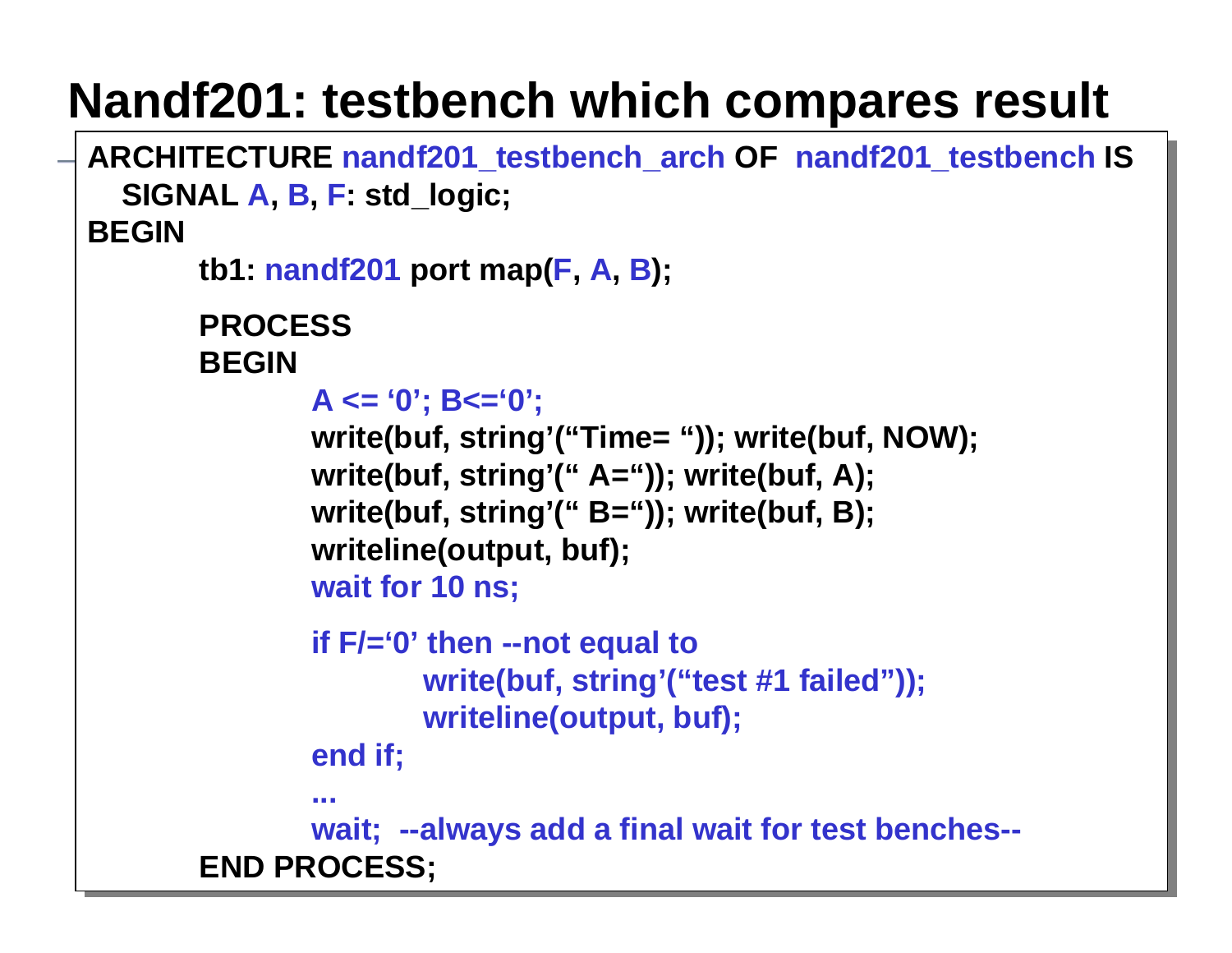# Nandf201: testbench which compares result

```
ARCHITECTURE nandf201_testbench_arch OF  nandf201_testbench IS
   SIGNAL A, B, F: std_logic;
BEGIN
        tb1: nandf201 port map(F, A, B);

        PROCESS
        BEGIN
                A <= ‘0’; B<=‘0’;
                write(buf, string’(“Time= “)); write(buf, NOW);
                write(buf, string’(“ A=“)); write(buf, A);
                write(buf, string’(“ B=“)); write(buf, B);
                writeline(output, buf);
                wait for 10 ns;

                if F/=‘0’ then --not equal to
                        write(buf, string’(“test #1 failed”));
                        writeline(output, buf);
                end if;
                ...
                wait;  --always add a final wait for test benches--
        END PROCESS;
```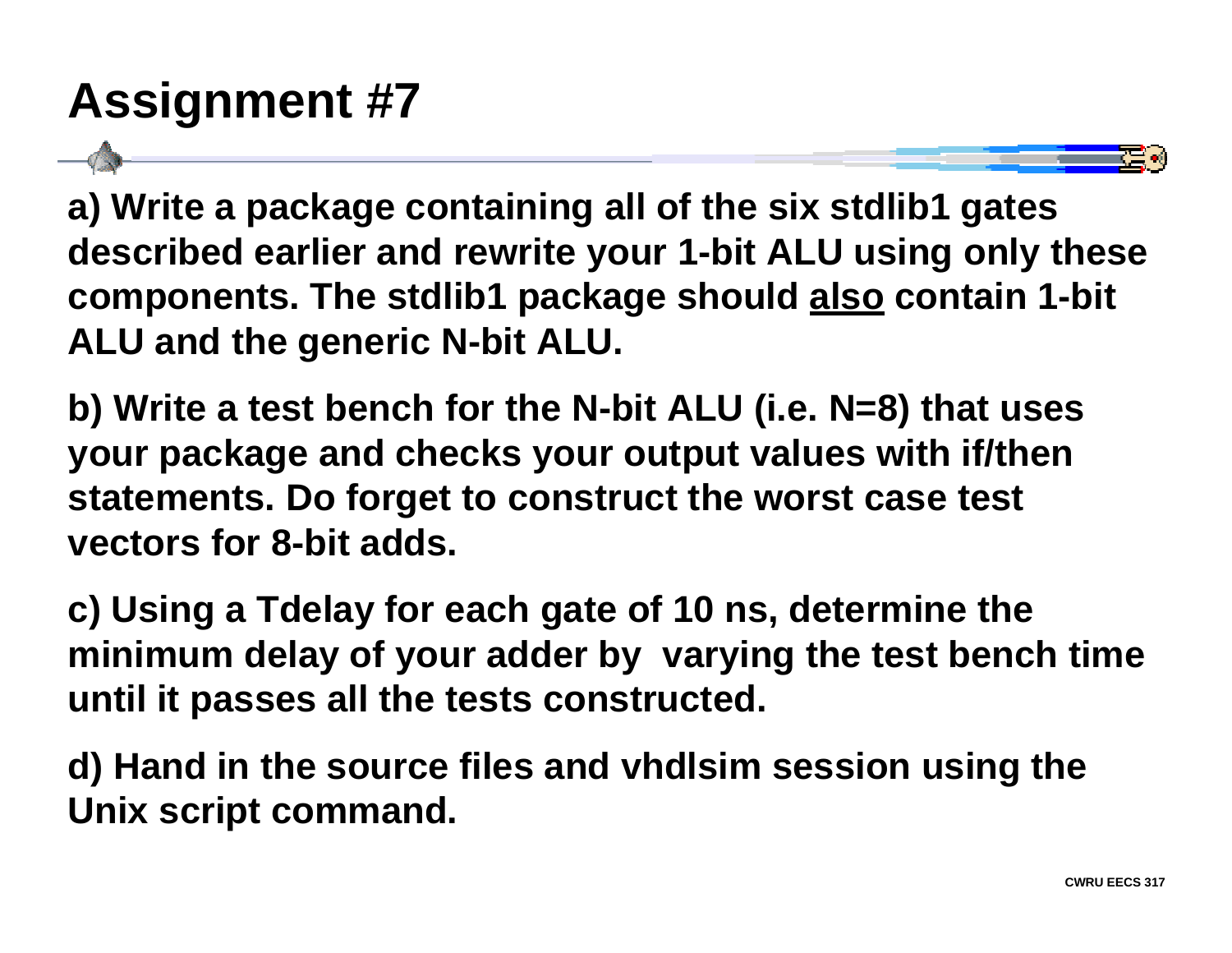# Assignment #7

**a) Write a package containing all of the six stdlib1 gates described earlier and rewrite your 1-bit ALU using only these components. The stdlib1 package should <u>also</u> contain 1-bit ALU and the generic N-bit ALU.**

**b) Write a test bench for the N-bit ALU (i.e. N=8) that uses your package and checks your output values with if/then statements. Do forget to construct the worst case test vectors for 8-bit adds.**

**c) Using a Tdelay for each gate of 10 ns, determine the minimum delay of your adder by varying the test bench time until it passes all the tests constructed.**

**d) Hand in the source files and vhdlsim session using the Unix script command.**